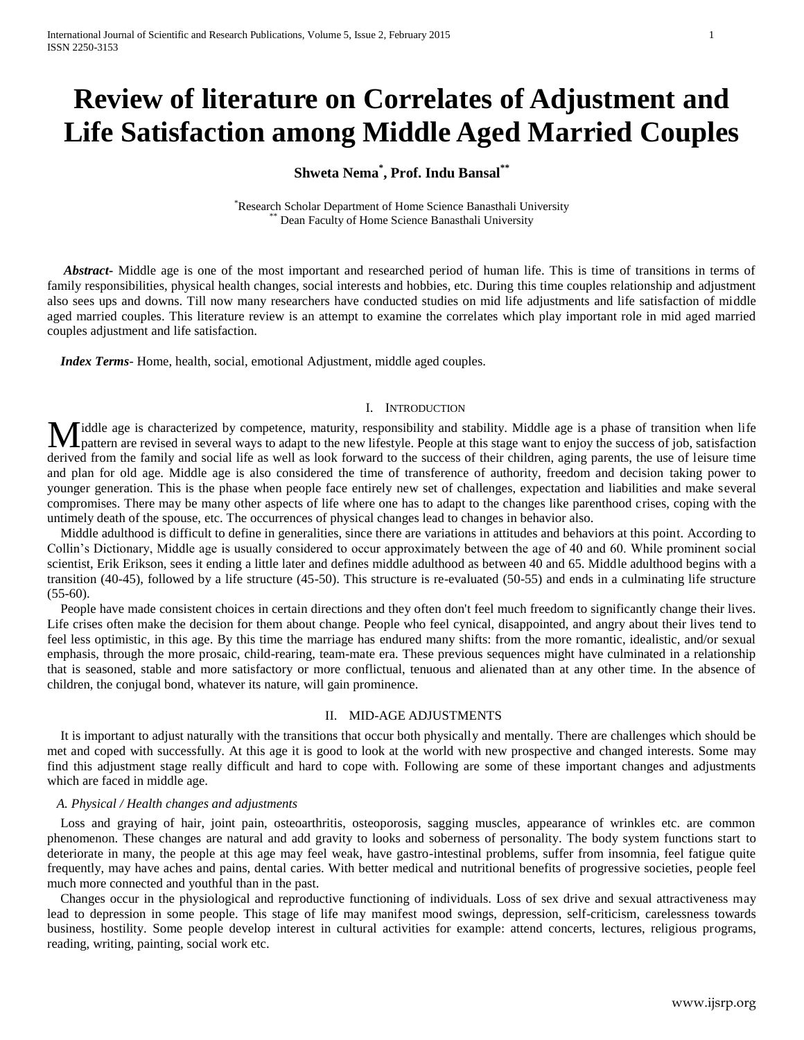# Review of literature on Correlates of Adjustment and Life Satisfaction among Middle Aged Married Couples

**Shweta Nema[*], Prof. Indu Bansal[**]**

[*]Research Scholar Department of Home Science Banasthali University
[**] Dean Faculty of Home Science Banasthali University

***Abstract***- Middle age is one of the most important and researched period of human life. This is time of transitions in terms of family responsibilities, physical health changes, social interests and hobbies, etc. During this time couples relationship and adjustment also sees ups and downs. Till now many researchers have conducted studies on mid life adjustments and life satisfaction of middle aged married couples. This literature review is an attempt to examine the correlates which play important role in mid aged married couples adjustment and life satisfaction.

***Index Terms***- Home, health, social, emotional Adjustment, middle aged couples.

## I. Introduction

Middle age is characterized by competence, maturity, responsibility and stability. Middle age is a phase of transition when life pattern are revised in several ways to adapt to the new lifestyle. People at this stage want to enjoy the success of job, satisfaction derived from the family and social life as well as look forward to the success of their children, aging parents, the use of leisure time and plan for old age. Middle age is also considered the time of transference of authority, freedom and decision taking power to younger generation. This is the phase when people face entirely new set of challenges, expectation and liabilities and make several compromises. There may be many other aspects of life where one has to adapt to the changes like parenthood crises, coping with the untimely death of the spouse, etc. The occurrences of physical changes lead to changes in behavior also.

Middle adulthood is difficult to define in generalities, since there are variations in attitudes and behaviors at this point. According to Collin's Dictionary, Middle age is usually considered to occur approximately between the age of 40 and 60. While prominent social scientist, Erik Erikson, sees it ending a little later and defines middle adulthood as between 40 and 65. Middle adulthood begins with a transition (40-45), followed by a life structure (45-50). This structure is re-evaluated (50-55) and ends in a culminating life structure (55-60).

People have made consistent choices in certain directions and they often don't feel much freedom to significantly change their lives. Life crises often make the decision for them about change. People who feel cynical, disappointed, and angry about their lives tend to feel less optimistic, in this age. By this time the marriage has endured many shifts: from the more romantic, idealistic, and/or sexual emphasis, through the more prosaic, child-rearing, team-mate era. These previous sequences might have culminated in a relationship that is seasoned, stable and more satisfactory or more conflictual, tenuous and alienated than at any other time. In the absence of children, the conjugal bond, whatever its nature, will gain prominence.

## II. MID-AGE ADJUSTMENTS

It is important to adjust naturally with the transitions that occur both physically and mentally. There are challenges which should be met and coped with successfully. At this age it is good to look at the world with new prospective and changed interests. Some may find this adjustment stage really difficult and hard to cope with. Following are some of these important changes and adjustments which are faced in middle age.

### *A. Physical / Health changes and adjustments*

Loss and graying of hair, joint pain, osteoarthritis, osteoporosis, sagging muscles, appearance of wrinkles etc. are common phenomenon. These changes are natural and add gravity to looks and soberness of personality. The body system functions start to deteriorate in many, the people at this age may feel weak, have gastro-intestinal problems, suffer from insomnia, feel fatigue quite frequently, may have aches and pains, dental caries. With better medical and nutritional benefits of progressive societies, people feel much more connected and youthful than in the past.

Changes occur in the physiological and reproductive functioning of individuals. Loss of sex drive and sexual attractiveness may lead to depression in some people. This stage of life may manifest mood swings, depression, self-criticism, carelessness towards business, hostility. Some people develop interest in cultural activities for example: attend concerts, lectures, religious programs, reading, writing, painting, social work etc.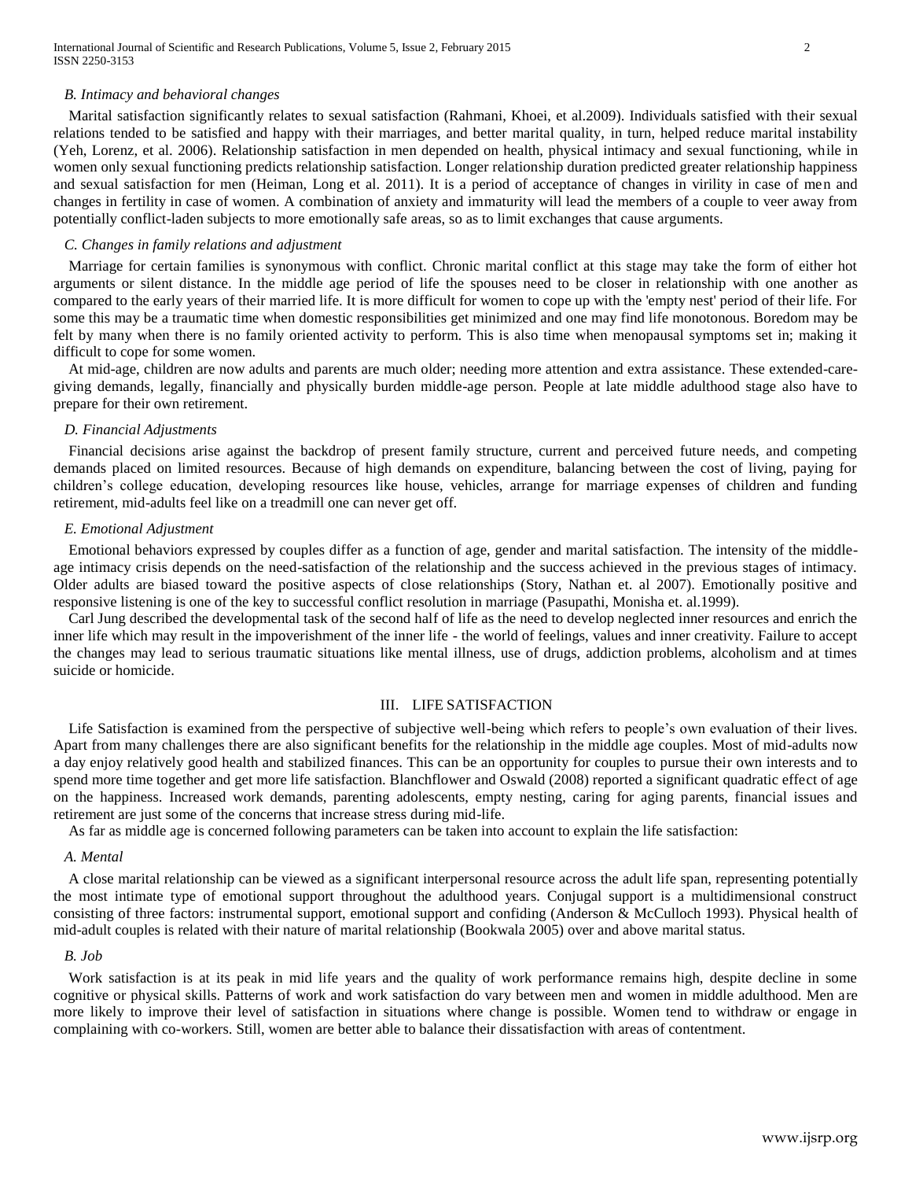### *B. Intimacy and behavioral changes*

Marital satisfaction significantly relates to sexual satisfaction (Rahmani, Khoei, et al.2009). Individuals satisfied with their sexual relations tended to be satisfied and happy with their marriages, and better marital quality, in turn, helped reduce marital instability (Yeh, Lorenz, et al. 2006). Relationship satisfaction in men depended on health, physical intimacy and sexual functioning, while in women only sexual functioning predicts relationship satisfaction. Longer relationship duration predicted greater relationship happiness and sexual satisfaction for men (Heiman, Long et al. 2011). It is a period of acceptance of changes in virility in case of men and changes in fertility in case of women. A combination of anxiety and immaturity will lead the members of a couple to veer away from potentially conflict-laden subjects to more emotionally safe areas, so as to limit exchanges that cause arguments.

### *C. Changes in family relations and adjustment*

Marriage for certain families is synonymous with conflict. Chronic marital conflict at this stage may take the form of either hot arguments or silent distance. In the middle age period of life the spouses need to be closer in relationship with one another as compared to the early years of their married life. It is more difficult for women to cope up with the 'empty nest' period of their life. For some this may be a traumatic time when domestic responsibilities get minimized and one may find life monotonous. Boredom may be felt by many when there is no family oriented activity to perform. This is also time when menopausal symptoms set in; making it difficult to cope for some women.

At mid-age, children are now adults and parents are much older; needing more attention and extra assistance. These extended-care-giving demands, legally, financially and physically burden middle-age person. People at late middle adulthood stage also have to prepare for their own retirement.

### *D. Financial Adjustments*

Financial decisions arise against the backdrop of present family structure, current and perceived future needs, and competing demands placed on limited resources. Because of high demands on expenditure, balancing between the cost of living, paying for children's college education, developing resources like house, vehicles, arrange for marriage expenses of children and funding retirement, mid-adults feel like on a treadmill one can never get off.

### *E. Emotional Adjustment*

Emotional behaviors expressed by couples differ as a function of age, gender and marital satisfaction. The intensity of the middle-age intimacy crisis depends on the need-satisfaction of the relationship and the success achieved in the previous stages of intimacy. Older adults are biased toward the positive aspects of close relationships (Story, Nathan et. al 2007). Emotionally positive and responsive listening is one of the key to successful conflict resolution in marriage (Pasupathi, Monisha et. al.1999).

Carl Jung described the developmental task of the second half of life as the need to develop neglected inner resources and enrich the inner life which may result in the impoverishment of the inner life - the world of feelings, values and inner creativity. Failure to accept the changes may lead to serious traumatic situations like mental illness, use of drugs, addiction problems, alcoholism and at times suicide or homicide.

## III. LIFE SATISFACTION

Life Satisfaction is examined from the perspective of subjective well-being which refers to people's own evaluation of their lives. Apart from many challenges there are also significant benefits for the relationship in the middle age couples. Most of mid-adults now a day enjoy relatively good health and stabilized finances. This can be an opportunity for couples to pursue their own interests and to spend more time together and get more life satisfaction. Blanchflower and Oswald (2008) reported a significant quadratic effect of age on the happiness. Increased work demands, parenting adolescents, empty nesting, caring for aging parents, financial issues and retirement are just some of the concerns that increase stress during mid-life.

As far as middle age is concerned following parameters can be taken into account to explain the life satisfaction:

### *A. Mental*

A close marital relationship can be viewed as a significant interpersonal resource across the adult life span, representing potentially the most intimate type of emotional support throughout the adulthood years. Conjugal support is a multidimensional construct consisting of three factors: instrumental support, emotional support and confiding (Anderson & McCulloch 1993). Physical health of mid-adult couples is related with their nature of marital relationship (Bookwala 2005) over and above marital status.

### *B. Job*

Work satisfaction is at its peak in mid life years and the quality of work performance remains high, despite decline in some cognitive or physical skills. Patterns of work and work satisfaction do vary between men and women in middle adulthood. Men are more likely to improve their level of satisfaction in situations where change is possible. Women tend to withdraw or engage in complaining with co-workers. Still, women are better able to balance their dissatisfaction with areas of contentment.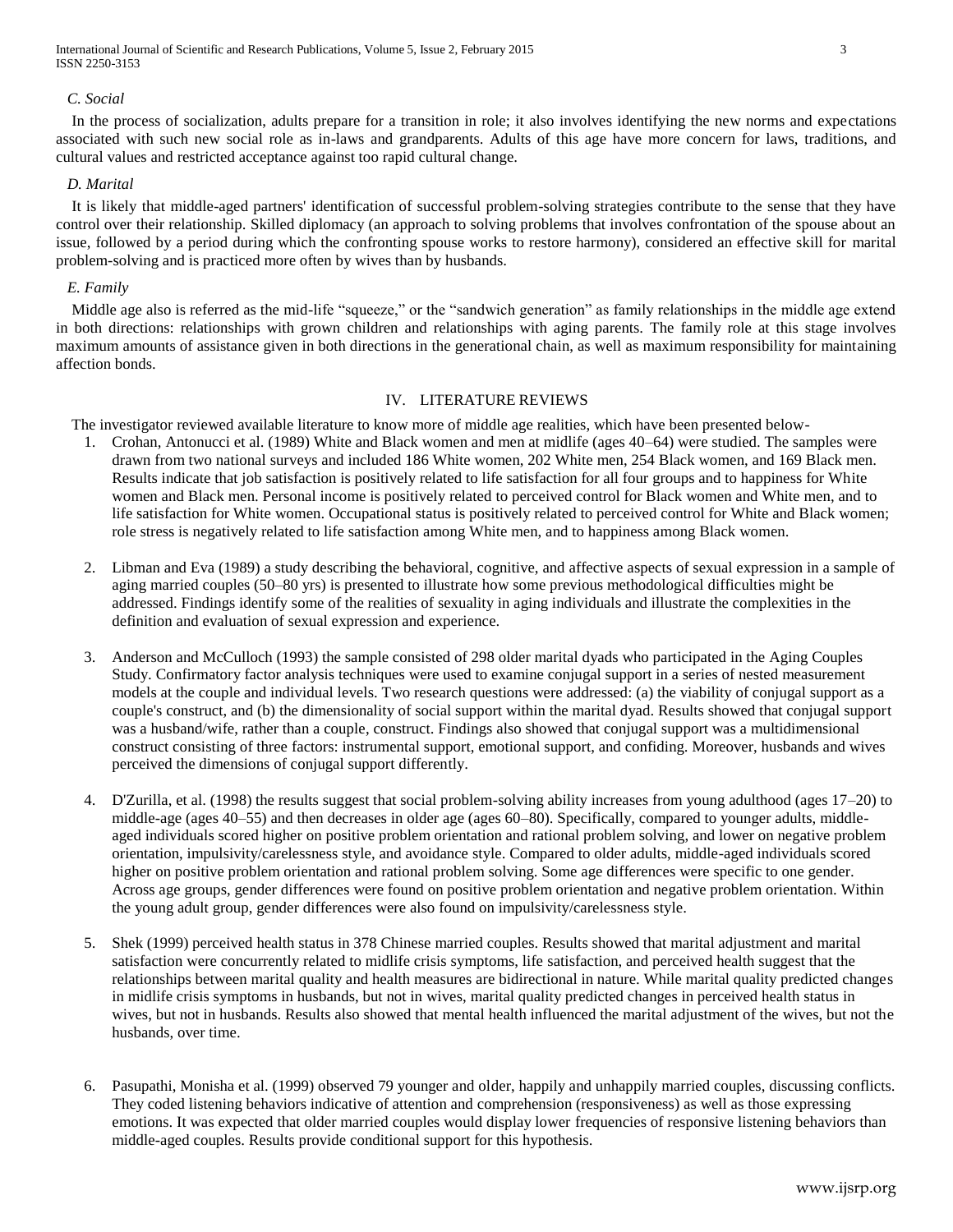### C. Social

In the process of socialization, adults prepare for a transition in role; it also involves identifying the new norms and expectations associated with such new social role as in-laws and grandparents. Adults of this age have more concern for laws, traditions, and cultural values and restricted acceptance against too rapid cultural change.

### D. Marital

It is likely that middle-aged partners' identification of successful problem-solving strategies contribute to the sense that they have control over their relationship. Skilled diplomacy (an approach to solving problems that involves confrontation of the spouse about an issue, followed by a period during which the confronting spouse works to restore harmony), considered an effective skill for marital problem-solving and is practiced more often by wives than by husbands.

### E. Family

Middle age also is referred as the mid-life "squeeze," or the "sandwich generation" as family relationships in the middle age extend in both directions: relationships with grown children and relationships with aging parents. The family role at this stage involves maximum amounts of assistance given in both directions in the generational chain, as well as maximum responsibility for maintaining affection bonds.

## IV. LITERATURE REVIEWS

The investigator reviewed available literature to know more of middle age realities, which have been presented below-

1. Crohan, Antonucci et al. (1989) White and Black women and men at midlife (ages 40–64) were studied. The samples were drawn from two national surveys and included 186 White women, 202 White men, 254 Black women, and 169 Black men. Results indicate that job satisfaction is positively related to life satisfaction for all four groups and to happiness for White women and Black men. Personal income is positively related to perceived control for Black women and White men, and to life satisfaction for White women. Occupational status is positively related to perceived control for White and Black women; role stress is negatively related to life satisfaction among White men, and to happiness among Black women.

2. Libman and Eva (1989) a study describing the behavioral, cognitive, and affective aspects of sexual expression in a sample of aging married couples (50–80 yrs) is presented to illustrate how some previous methodological difficulties might be addressed. Findings identify some of the realities of sexuality in aging individuals and illustrate the complexities in the definition and evaluation of sexual expression and experience.

3. Anderson and McCulloch (1993) the sample consisted of 298 older marital dyads who participated in the Aging Couples Study. Confirmatory factor analysis techniques were used to examine conjugal support in a series of nested measurement models at the couple and individual levels. Two research questions were addressed: (a) the viability of conjugal support as a couple's construct, and (b) the dimensionality of social support within the marital dyad. Results showed that conjugal support was a husband/wife, rather than a couple, construct. Findings also showed that conjugal support was a multidimensional construct consisting of three factors: instrumental support, emotional support, and confiding. Moreover, husbands and wives perceived the dimensions of conjugal support differently.

4. D'Zurilla, et al. (1998) the results suggest that social problem-solving ability increases from young adulthood (ages 17–20) to middle-age (ages 40–55) and then decreases in older age (ages 60–80). Specifically, compared to younger adults, middle-aged individuals scored higher on positive problem orientation and rational problem solving, and lower on negative problem orientation, impulsivity/carelessness style, and avoidance style. Compared to older adults, middle-aged individuals scored higher on positive problem orientation and rational problem solving. Some age differences were specific to one gender. Across age groups, gender differences were found on positive problem orientation and negative problem orientation. Within the young adult group, gender differences were also found on impulsivity/carelessness style.

5. Shek (1999) perceived health status in 378 Chinese married couples. Results showed that marital adjustment and marital satisfaction were concurrently related to midlife crisis symptoms, life satisfaction, and perceived health suggest that the relationships between marital quality and health measures are bidirectional in nature. While marital quality predicted changes in midlife crisis symptoms in husbands, but not in wives, marital quality predicted changes in perceived health status in wives, but not in husbands. Results also showed that mental health influenced the marital adjustment of the wives, but not the husbands, over time.

6. Pasupathi, Monisha et al. (1999) observed 79 younger and older, happily and unhappily married couples, discussing conflicts. They coded listening behaviors indicative of attention and comprehension (responsiveness) as well as those expressing emotions. It was expected that older married couples would display lower frequencies of responsive listening behaviors than middle-aged couples. Results provide conditional support for this hypothesis.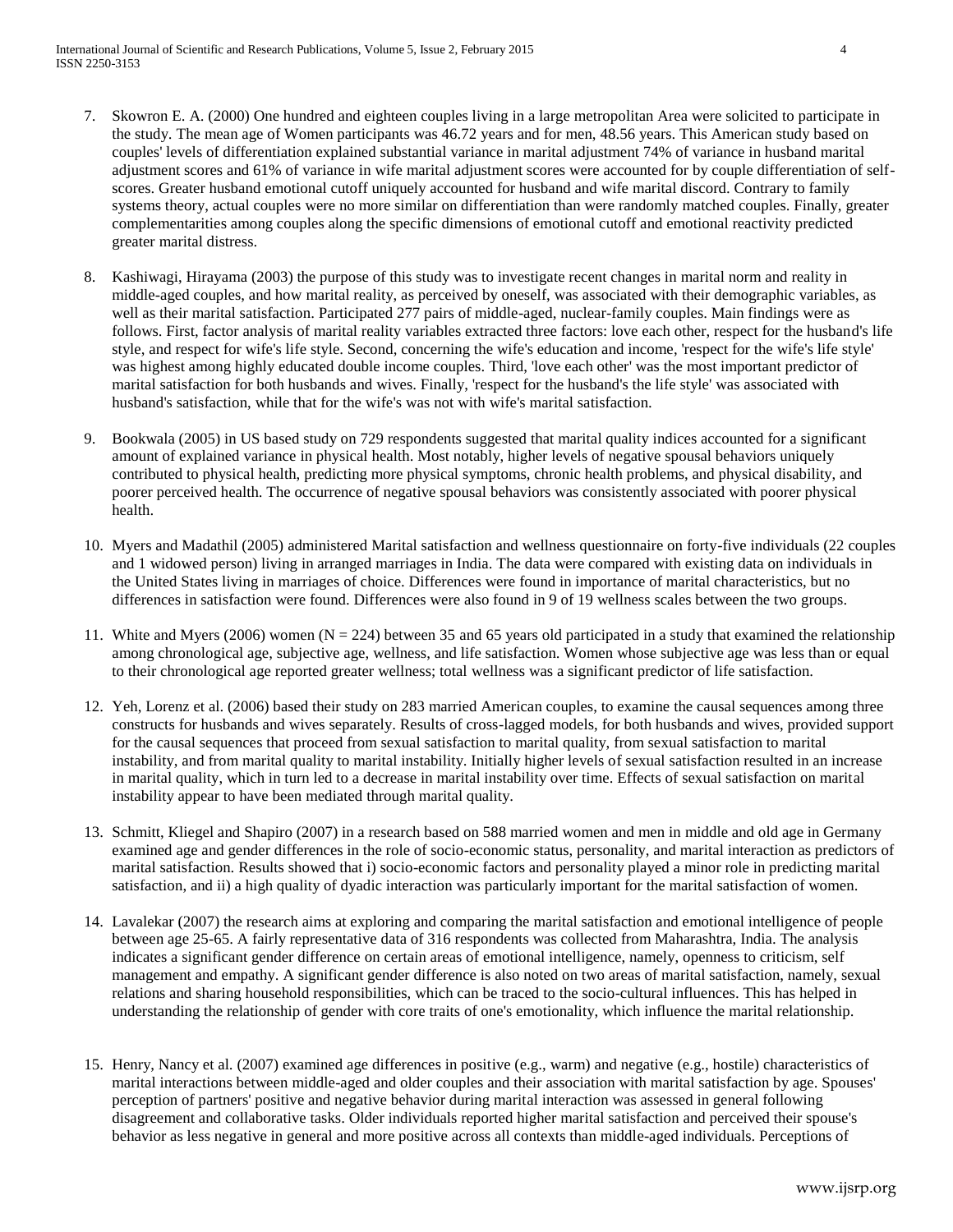7. Skowron E. A. (2000) One hundred and eighteen couples living in a large metropolitan Area were solicited to participate in the study. The mean age of Women participants was 46.72 years and for men, 48.56 years. This American study based on couples' levels of differentiation explained substantial variance in marital adjustment 74% of variance in husband marital adjustment scores and 61% of variance in wife marital adjustment scores were accounted for by couple differentiation of self-scores. Greater husband emotional cutoff uniquely accounted for husband and wife marital discord. Contrary to family systems theory, actual couples were no more similar on differentiation than were randomly matched couples. Finally, greater complementarities among couples along the specific dimensions of emotional cutoff and emotional reactivity predicted greater marital distress.

8. Kashiwagi, Hirayama (2003) the purpose of this study was to investigate recent changes in marital norm and reality in middle-aged couples, and how marital reality, as perceived by oneself, was associated with their demographic variables, as well as their marital satisfaction. Participated 277 pairs of middle-aged, nuclear-family couples. Main findings were as follows. First, factor analysis of marital reality variables extracted three factors: love each other, respect for the husband's life style, and respect for wife's life style. Second, concerning the wife's education and income, 'respect for the wife's life style' was highest among highly educated double income couples. Third, 'love each other' was the most important predictor of marital satisfaction for both husbands and wives. Finally, 'respect for the husband's the life style' was associated with husband's satisfaction, while that for the wife's was not with wife's marital satisfaction.

9. Bookwala (2005) in US based study on 729 respondents suggested that marital quality indices accounted for a significant amount of explained variance in physical health. Most notably, higher levels of negative spousal behaviors uniquely contributed to physical health, predicting more physical symptoms, chronic health problems, and physical disability, and poorer perceived health. The occurrence of negative spousal behaviors was consistently associated with poorer physical health.

10. Myers and Madathil (2005) administered Marital satisfaction and wellness questionnaire on forty-five individuals (22 couples and 1 widowed person) living in arranged marriages in India. The data were compared with existing data on individuals in the United States living in marriages of choice. Differences were found in importance of marital characteristics, but no differences in satisfaction were found. Differences were also found in 9 of 19 wellness scales between the two groups.

11. White and Myers (2006) women ($N = 224$) between 35 and 65 years old participated in a study that examined the relationship among chronological age, subjective age, wellness, and life satisfaction. Women whose subjective age was less than or equal to their chronological age reported greater wellness; total wellness was a significant predictor of life satisfaction.

12. Yeh, Lorenz et al. (2006) based their study on 283 married American couples, to examine the causal sequences among three constructs for husbands and wives separately. Results of cross-lagged models, for both husbands and wives, provided support for the causal sequences that proceed from sexual satisfaction to marital quality, from sexual satisfaction to marital instability, and from marital quality to marital instability. Initially higher levels of sexual satisfaction resulted in an increase in marital quality, which in turn led to a decrease in marital instability over time. Effects of sexual satisfaction on marital instability appear to have been mediated through marital quality.

13. Schmitt, Kliegel and Shapiro (2007) in a research based on 588 married women and men in middle and old age in Germany examined age and gender differences in the role of socio-economic status, personality, and marital interaction as predictors of marital satisfaction. Results showed that i) socio-economic factors and personality played a minor role in predicting marital satisfaction, and ii) a high quality of dyadic interaction was particularly important for the marital satisfaction of women.

14. Lavalekar (2007) the research aims at exploring and comparing the marital satisfaction and emotional intelligence of people between age 25-65. A fairly representative data of 316 respondents was collected from Maharashtra, India. The analysis indicates a significant gender difference on certain areas of emotional intelligence, namely, openness to criticism, self management and empathy. A significant gender difference is also noted on two areas of marital satisfaction, namely, sexual relations and sharing household responsibilities, which can be traced to the socio-cultural influences. This has helped in understanding the relationship of gender with core traits of one's emotionality, which influence the marital relationship.

15. Henry, Nancy et al. (2007) examined age differences in positive (e.g., warm) and negative (e.g., hostile) characteristics of marital interactions between middle-aged and older couples and their association with marital satisfaction by age. Spouses' perception of partners' positive and negative behavior during marital interaction was assessed in general following disagreement and collaborative tasks. Older individuals reported higher marital satisfaction and perceived their spouse's behavior as less negative in general and more positive across all contexts than middle-aged individuals. Perceptions of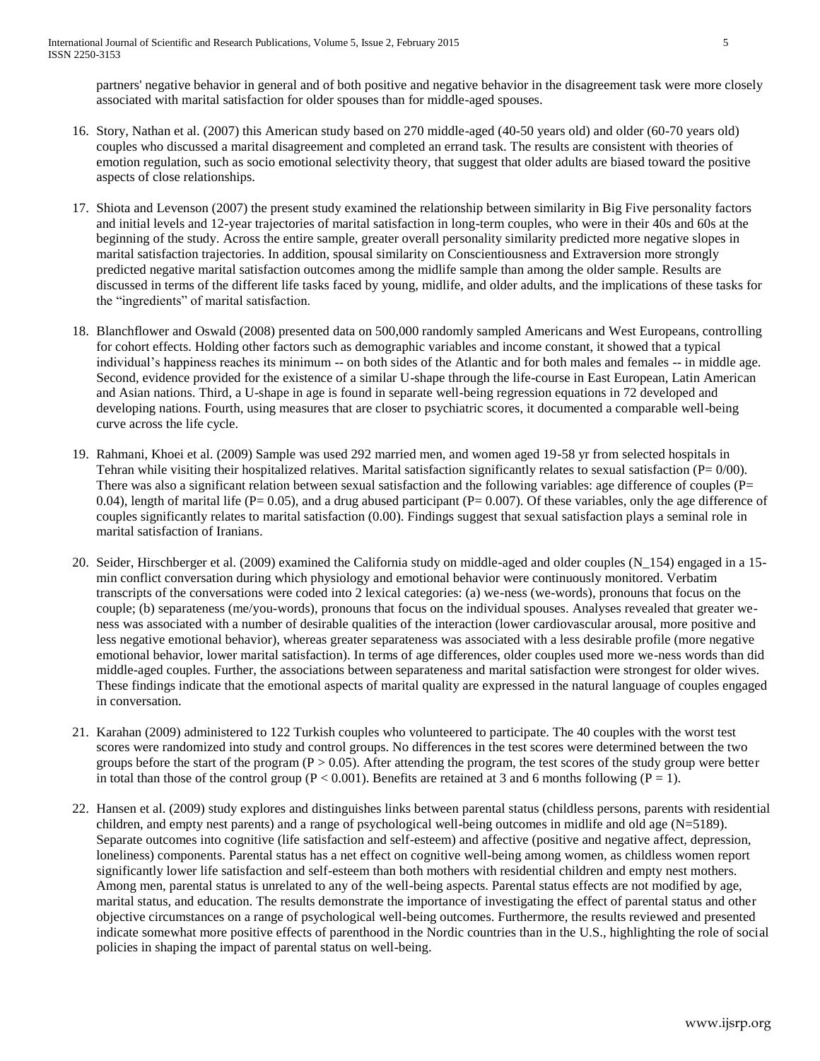partners' negative behavior in general and of both positive and negative behavior in the disagreement task were more closely associated with marital satisfaction for older spouses than for middle-aged spouses.

16. Story, Nathan et al. (2007) this American study based on 270 middle-aged (40-50 years old) and older (60-70 years old) couples who discussed a marital disagreement and completed an errand task. The results are consistent with theories of emotion regulation, such as socio emotional selectivity theory, that suggest that older adults are biased toward the positive aspects of close relationships.

17. Shiota and Levenson (2007) the present study examined the relationship between similarity in Big Five personality factors and initial levels and 12-year trajectories of marital satisfaction in long-term couples, who were in their 40s and 60s at the beginning of the study. Across the entire sample, greater overall personality similarity predicted more negative slopes in marital satisfaction trajectories. In addition, spousal similarity on Conscientiousness and Extraversion more strongly predicted negative marital satisfaction outcomes among the midlife sample than among the older sample. Results are discussed in terms of the different life tasks faced by young, midlife, and older adults, and the implications of these tasks for the "ingredients" of marital satisfaction.

18. Blanchflower and Oswald (2008) presented data on 500,000 randomly sampled Americans and West Europeans, controlling for cohort effects. Holding other factors such as demographic variables and income constant, it showed that a typical individual's happiness reaches its minimum -- on both sides of the Atlantic and for both males and females -- in middle age. Second, evidence provided for the existence of a similar U-shape through the life-course in East European, Latin American and Asian nations. Third, a U-shape in age is found in separate well-being regression equations in 72 developed and developing nations. Fourth, using measures that are closer to psychiatric scores, it documented a comparable well-being curve across the life cycle.

19. Rahmani, Khoei et al. (2009) Sample was used 292 married men, and women aged 19-58 yr from selected hospitals in Tehran while visiting their hospitalized relatives. Marital satisfaction significantly relates to sexual satisfaction (P= 0/00). There was also a significant relation between sexual satisfaction and the following variables: age difference of couples (P= 0.04), length of marital life (P= 0.05), and a drug abused participant (P= 0.007). Of these variables, only the age difference of couples significantly relates to marital satisfaction (0.00). Findings suggest that sexual satisfaction plays a seminal role in marital satisfaction of Iranians.

20. Seider, Hirschberger et al. (2009) examined the California study on middle-aged and older couples (N_154) engaged in a 15-min conflict conversation during which physiology and emotional behavior were continuously monitored. Verbatim transcripts of the conversations were coded into 2 lexical categories: (a) we-ness (we-words), pronouns that focus on the couple; (b) separateness (me/you-words), pronouns that focus on the individual spouses. Analyses revealed that greater we-ness was associated with a number of desirable qualities of the interaction (lower cardiovascular arousal, more positive and less negative emotional behavior), whereas greater separateness was associated with a less desirable profile (more negative emotional behavior, lower marital satisfaction). In terms of age differences, older couples used more we-ness words than did middle-aged couples. Further, the associations between separateness and marital satisfaction were strongest for older wives. These findings indicate that the emotional aspects of marital quality are expressed in the natural language of couples engaged in conversation.

21. Karahan (2009) administered to 122 Turkish couples who volunteered to participate. The 40 couples with the worst test scores were randomized into study and control groups. No differences in the test scores were determined between the two groups before the start of the program ($P > 0.05$). After attending the program, the test scores of the study group were better in total than those of the control group ($P < 0.001$). Benefits are retained at 3 and 6 months following ($P = 1$).

22. Hansen et al. (2009) study explores and distinguishes links between parental status (childless persons, parents with residential children, and empty nest parents) and a range of psychological well-being outcomes in midlife and old age (N=5189). Separate outcomes into cognitive (life satisfaction and self-esteem) and affective (positive and negative affect, depression, loneliness) components. Parental status has a net effect on cognitive well-being among women, as childless women report significantly lower life satisfaction and self-esteem than both mothers with residential children and empty nest mothers. Among men, parental status is unrelated to any of the well-being aspects. Parental status effects are not modified by age, marital status, and education. The results demonstrate the importance of investigating the effect of parental status and other objective circumstances on a range of psychological well-being outcomes. Furthermore, the results reviewed and presented indicate somewhat more positive effects of parenthood in the Nordic countries than in the U.S., highlighting the role of social policies in shaping the impact of parental status on well-being.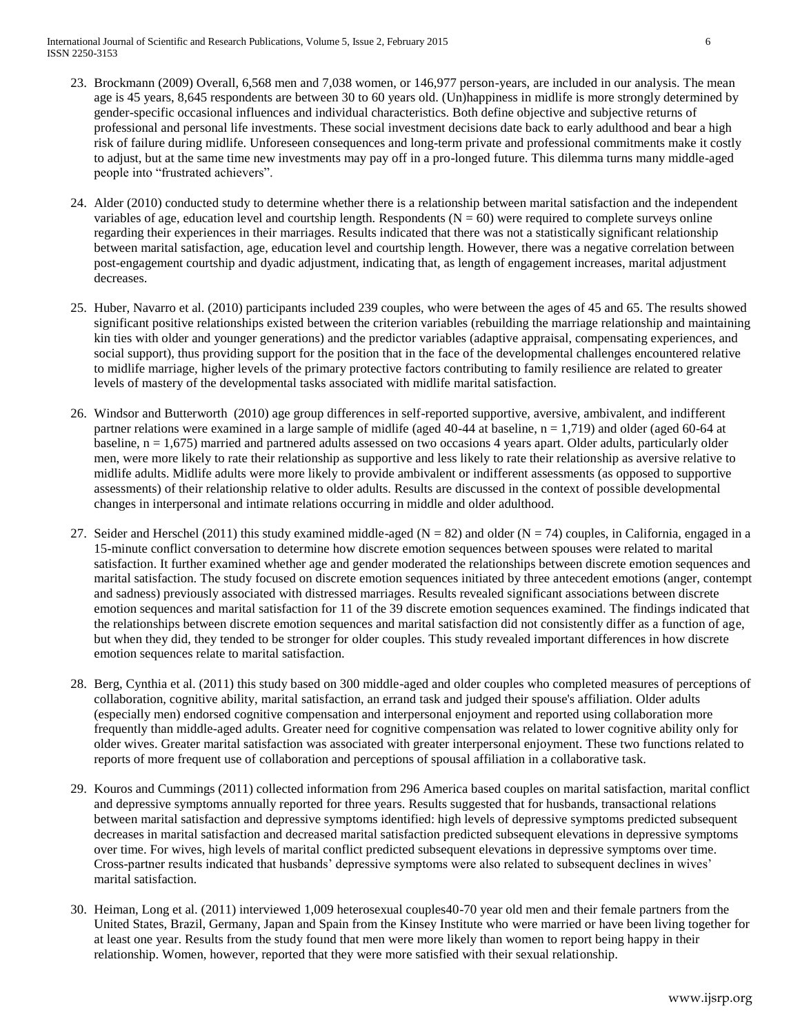23. Brockmann (2009) Overall, 6,568 men and 7,038 women, or 146,977 person-years, are included in our analysis. The mean age is 45 years, 8,645 respondents are between 30 to 60 years old. (Un)happiness in midlife is more strongly determined by gender-specific occasional influences and individual characteristics. Both define objective and subjective returns of professional and personal life investments. These social investment decisions date back to early adulthood and bear a high risk of failure during midlife. Unforeseen consequences and long-term private and professional commitments make it costly to adjust, but at the same time new investments may pay off in a pro-longed future. This dilemma turns many middle-aged people into "frustrated achievers".

24. Alder (2010) conducted study to determine whether there is a relationship between marital satisfaction and the independent variables of age, education level and courtship length. Respondents (N = 60) were required to complete surveys online regarding their experiences in their marriages. Results indicated that there was not a statistically significant relationship between marital satisfaction, age, education level and courtship length. However, there was a negative correlation between post-engagement courtship and dyadic adjustment, indicating that, as length of engagement increases, marital adjustment decreases.

25. Huber, Navarro et al. (2010) participants included 239 couples, who were between the ages of 45 and 65. The results showed significant positive relationships existed between the criterion variables (rebuilding the marriage relationship and maintaining kin ties with older and younger generations) and the predictor variables (adaptive appraisal, compensating experiences, and social support), thus providing support for the position that in the face of the developmental challenges encountered relative to midlife marriage, higher levels of the primary protective factors contributing to family resilience are related to greater levels of mastery of the developmental tasks associated with midlife marital satisfaction.

26. Windsor and Butterworth (2010) age group differences in self-reported supportive, aversive, ambivalent, and indifferent partner relations were examined in a large sample of midlife (aged 40-44 at baseline, n = 1,719) and older (aged 60-64 at baseline, n = 1,675) married and partnered adults assessed on two occasions 4 years apart. Older adults, particularly older men, were more likely to rate their relationship as supportive and less likely to rate their relationship as aversive relative to midlife adults. Midlife adults were more likely to provide ambivalent or indifferent assessments (as opposed to supportive assessments) of their relationship relative to older adults. Results are discussed in the context of possible developmental changes in interpersonal and intimate relations occurring in middle and older adulthood.

27. Seider and Herschel (2011) this study examined middle-aged (N = 82) and older (N = 74) couples, in California, engaged in a 15-minute conflict conversation to determine how discrete emotion sequences between spouses were related to marital satisfaction. It further examined whether age and gender moderated the relationships between discrete emotion sequences and marital satisfaction. The study focused on discrete emotion sequences initiated by three antecedent emotions (anger, contempt and sadness) previously associated with distressed marriages. Results revealed significant associations between discrete emotion sequences and marital satisfaction for 11 of the 39 discrete emotion sequences examined. The findings indicated that the relationships between discrete emotion sequences and marital satisfaction did not consistently differ as a function of age, but when they did, they tended to be stronger for older couples. This study revealed important differences in how discrete emotion sequences relate to marital satisfaction.

28. Berg, Cynthia et al. (2011) this study based on 300 middle-aged and older couples who completed measures of perceptions of collaboration, cognitive ability, marital satisfaction, an errand task and judged their spouse's affiliation. Older adults (especially men) endorsed cognitive compensation and interpersonal enjoyment and reported using collaboration more frequently than middle-aged adults. Greater need for cognitive compensation was related to lower cognitive ability only for older wives. Greater marital satisfaction was associated with greater interpersonal enjoyment. These two functions related to reports of more frequent use of collaboration and perceptions of spousal affiliation in a collaborative task.

29. Kouros and Cummings (2011) collected information from 296 America based couples on marital satisfaction, marital conflict and depressive symptoms annually reported for three years. Results suggested that for husbands, transactional relations between marital satisfaction and depressive symptoms identified: high levels of depressive symptoms predicted subsequent decreases in marital satisfaction and decreased marital satisfaction predicted subsequent elevations in depressive symptoms over time. For wives, high levels of marital conflict predicted subsequent elevations in depressive symptoms over time. Cross-partner results indicated that husbands' depressive symptoms were also related to subsequent declines in wives' marital satisfaction.

30. Heiman, Long et al. (2011) interviewed 1,009 heterosexual couples40-70 year old men and their female partners from the United States, Brazil, Germany, Japan and Spain from the Kinsey Institute who were married or have been living together for at least one year. Results from the study found that men were more likely than women to report being happy in their relationship. Women, however, reported that they were more satisfied with their sexual relationship.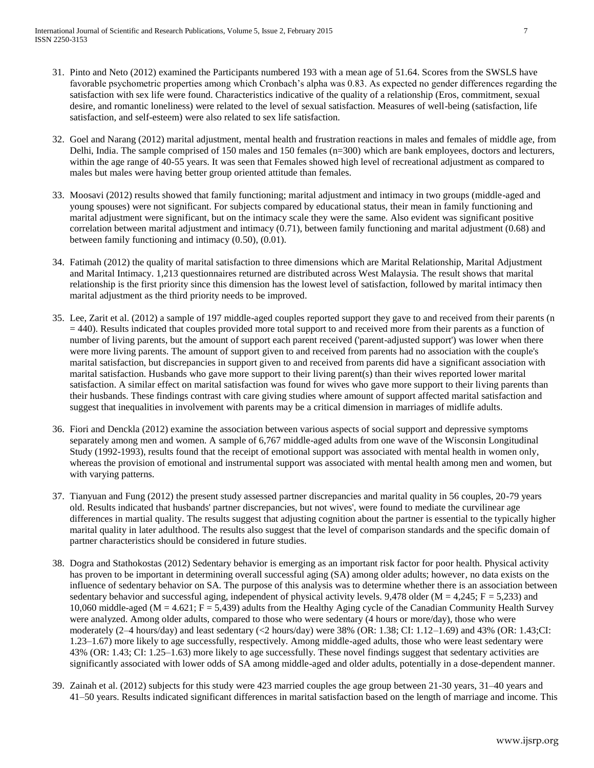31. Pinto and Neto (2012) examined the Participants numbered 193 with a mean age of 51.64. Scores from the SWSLS have favorable psychometric properties among which Cronbach's alpha was 0.83. As expected no gender differences regarding the satisfaction with sex life were found. Characteristics indicative of the quality of a relationship (Eros, commitment, sexual desire, and romantic loneliness) were related to the level of sexual satisfaction. Measures of well-being (satisfaction, life satisfaction, and self-esteem) were also related to sex life satisfaction.

32. Goel and Narang (2012) marital adjustment, mental health and frustration reactions in males and females of middle age, from Delhi, India. The sample comprised of 150 males and 150 females (n=300) which are bank employees, doctors and lecturers, within the age range of 40-55 years. It was seen that Females showed high level of recreational adjustment as compared to males but males were having better group oriented attitude than females.

33. Moosavi (2012) results showed that family functioning; marital adjustment and intimacy in two groups (middle-aged and young spouses) were not significant. For subjects compared by educational status, their mean in family functioning and marital adjustment were significant, but on the intimacy scale they were the same. Also evident was significant positive correlation between marital adjustment and intimacy (0.71), between family functioning and marital adjustment (0.68) and between family functioning and intimacy (0.50), (0.01).

34. Fatimah (2012) the quality of marital satisfaction to three dimensions which are Marital Relationship, Marital Adjustment and Marital Intimacy. 1,213 questionnaires returned are distributed across West Malaysia. The result shows that marital relationship is the first priority since this dimension has the lowest level of satisfaction, followed by marital intimacy then marital adjustment as the third priority needs to be improved.

35. Lee, Zarit et al. (2012) a sample of 197 middle-aged couples reported support they gave to and received from their parents (n = 440). Results indicated that couples provided more total support to and received more from their parents as a function of number of living parents, but the amount of support each parent received ('parent-adjusted support') was lower when there were more living parents. The amount of support given to and received from parents had no association with the couple's marital satisfaction, but discrepancies in support given to and received from parents did have a significant association with marital satisfaction. Husbands who gave more support to their living parent(s) than their wives reported lower marital satisfaction. A similar effect on marital satisfaction was found for wives who gave more support to their living parents than their husbands. These findings contrast with care giving studies where amount of support affected marital satisfaction and suggest that inequalities in involvement with parents may be a critical dimension in marriages of midlife adults.

36. Fiori and Denckla (2012) examine the association between various aspects of social support and depressive symptoms separately among men and women. A sample of 6,767 middle-aged adults from one wave of the Wisconsin Longitudinal Study (1992-1993), results found that the receipt of emotional support was associated with mental health in women only, whereas the provision of emotional and instrumental support was associated with mental health among men and women, but with varying patterns.

37. Tianyuan and Fung (2012) the present study assessed partner discrepancies and marital quality in 56 couples, 20-79 years old. Results indicated that husbands' partner discrepancies, but not wives', were found to mediate the curvilinear age differences in martial quality. The results suggest that adjusting cognition about the partner is essential to the typically higher marital quality in later adulthood. The results also suggest that the level of comparison standards and the specific domain of partner characteristics should be considered in future studies.

38. Dogra and Stathokostas (2012) Sedentary behavior is emerging as an important risk factor for poor health. Physical activity has proven to be important in determining overall successful aging (SA) among older adults; however, no data exists on the influence of sedentary behavior on SA. The purpose of this analysis was to determine whether there is an association between sedentary behavior and successful aging, independent of physical activity levels. 9,478 older (M = 4,245; F = 5,233) and 10,060 middle-aged (M = 4.621; F = 5,439) adults from the Healthy Aging cycle of the Canadian Community Health Survey were analyzed. Among older adults, compared to those who were sedentary (4 hours or more/day), those who were moderately (2–4 hours/day) and least sedentary (<2 hours/day) were 38% (OR: 1.38; CI: 1.12–1.69) and 43% (OR: 1.43;CI: 1.23–1.67) more likely to age successfully, respectively. Among middle-aged adults, those who were least sedentary were 43% (OR: 1.43; CI: 1.25–1.63) more likely to age successfully. These novel findings suggest that sedentary activities are significantly associated with lower odds of SA among middle-aged and older adults, potentially in a dose-dependent manner.

39. Zainah et al. (2012) subjects for this study were 423 married couples the age group between 21-30 years, 31–40 years and 41–50 years. Results indicated significant differences in marital satisfaction based on the length of marriage and income. This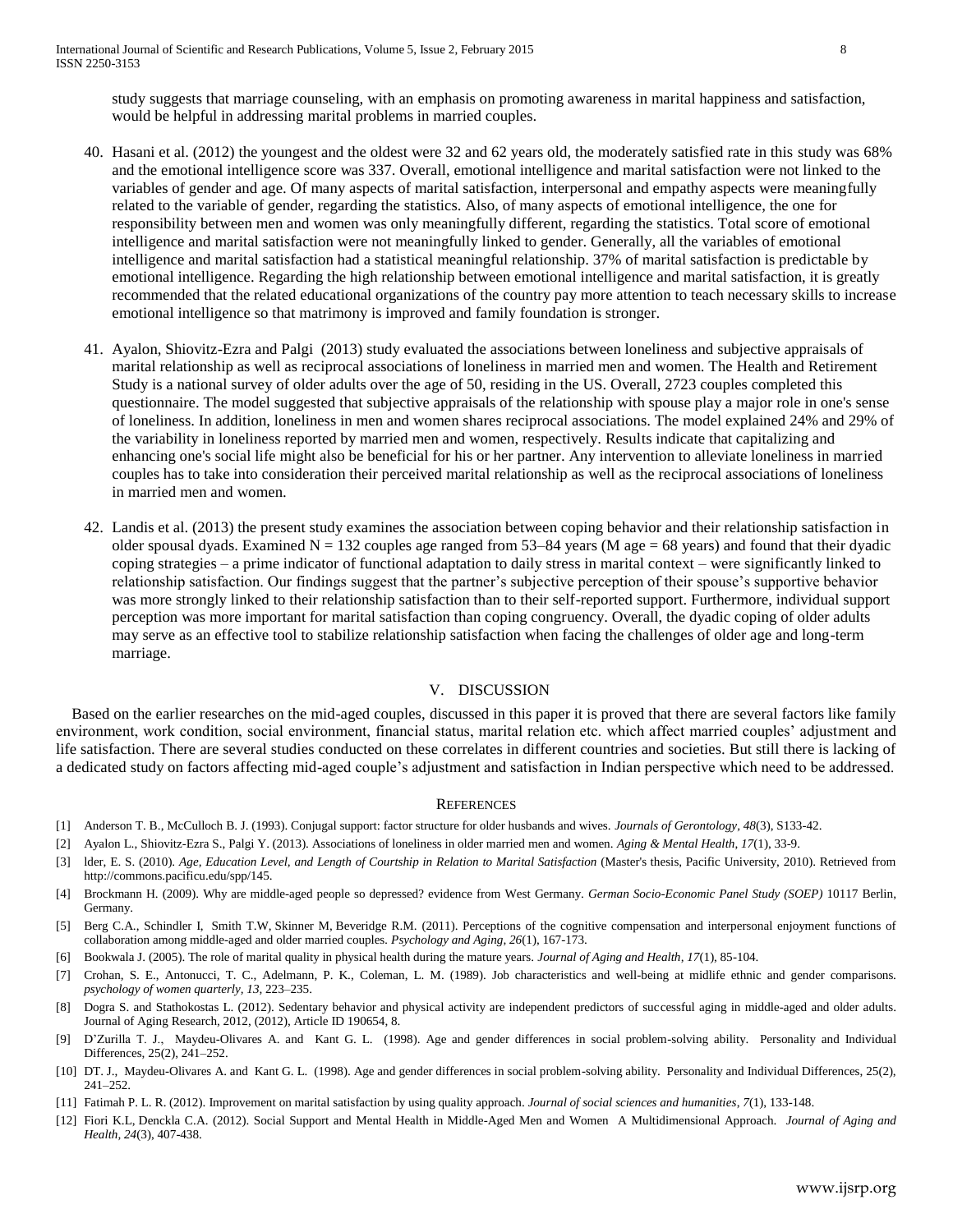study suggests that marriage counseling, with an emphasis on promoting awareness in marital happiness and satisfaction, would be helpful in addressing marital problems in married couples.

40. Hasani et al. (2012) the youngest and the oldest were 32 and 62 years old, the moderately satisfied rate in this study was 68% and the emotional intelligence score was 337. Overall, emotional intelligence and marital satisfaction were not linked to the variables of gender and age. Of many aspects of marital satisfaction, interpersonal and empathy aspects were meaningfully related to the variable of gender, regarding the statistics. Also, of many aspects of emotional intelligence, the one for responsibility between men and women was only meaningfully different, regarding the statistics. Total score of emotional intelligence and marital satisfaction were not meaningfully linked to gender. Generally, all the variables of emotional intelligence and marital satisfaction had a statistical meaningful relationship. 37% of marital satisfaction is predictable by emotional intelligence. Regarding the high relationship between emotional intelligence and marital satisfaction, it is greatly recommended that the related educational organizations of the country pay more attention to teach necessary skills to increase emotional intelligence so that matrimony is improved and family foundation is stronger.

41. Ayalon, Shiovitz-Ezra and Palgi (2013) study evaluated the associations between loneliness and subjective appraisals of marital relationship as well as reciprocal associations of loneliness in married men and women. The Health and Retirement Study is a national survey of older adults over the age of 50, residing in the US. Overall, 2723 couples completed this questionnaire. The model suggested that subjective appraisals of the relationship with spouse play a major role in one's sense of loneliness. In addition, loneliness in men and women shares reciprocal associations. The model explained 24% and 29% of the variability in loneliness reported by married men and women, respectively. Results indicate that capitalizing and enhancing one's social life might also be beneficial for his or her partner. Any intervention to alleviate loneliness in married couples has to take into consideration their perceived marital relationship as well as the reciprocal associations of loneliness in married men and women.

42. Landis et al. (2013) the present study examines the association between coping behavior and their relationship satisfaction in older spousal dyads. Examined N = 132 couples age ranged from 53–84 years (M age = 68 years) and found that their dyadic coping strategies – a prime indicator of functional adaptation to daily stress in marital context – were significantly linked to relationship satisfaction. Our findings suggest that the partner's subjective perception of their spouse's supportive behavior was more strongly linked to their relationship satisfaction than to their self-reported support. Furthermore, individual support perception was more important for marital satisfaction than coping congruency. Overall, the dyadic coping of older adults may serve as an effective tool to stabilize relationship satisfaction when facing the challenges of older age and long-term marriage.

## V. Discussion

Based on the earlier researches on the mid-aged couples, discussed in this paper it is proved that there are several factors like family environment, work condition, social environment, financial status, marital relation etc. which affect married couples' adjustment and life satisfaction. There are several studies conducted on these correlates in different countries and societies. But still there is lacking of a dedicated study on factors affecting mid-aged couple's adjustment and satisfaction in Indian perspective which need to be addressed.

## References

[1] Anderson T. B., McCulloch B. J. (1993). Conjugal support: factor structure for older husbands and wives. *Journals of Gerontology, 48*(3), S133-42.

[2] Ayalon L., Shiovitz-Ezra S., Palgi Y. (2013). Associations of loneliness in older married men and women. *Aging & Mental Health, 17*(1), 33-9.

[3] lder, E. S. (2010). *Age, Education Level, and Length of Courtship in Relation to Marital Satisfaction* (Master's thesis, Pacific University, 2010). Retrieved from http://commons.pacificu.edu/spp/145.

[4] Brockmann H. (2009). Why are middle-aged people so depressed? evidence from West Germany. *German Socio-Economic Panel Study (SOEP)* 10117 Berlin, Germany.

[5] Berg C.A., Schindler I, Smith T.W, Skinner M, Beveridge R.M. (2011). Perceptions of the cognitive compensation and interpersonal enjoyment functions of collaboration among middle-aged and older married couples. *Psychology and Aging, 26*(1), 167-173.

[6] Bookwala J. (2005). The role of marital quality in physical health during the mature years. *Journal of Aging and Health, 17*(1), 85-104.

[7] Crohan, S. E., Antonucci, T. C., Adelmann, P. K., Coleman, L. M. (1989). Job characteristics and well-being at midlife ethnic and gender comparisons. *psychology of women quarterly, 13*, 223–235.

[8] Dogra S. and Stathokostas L. (2012). Sedentary behavior and physical activity are independent predictors of successful aging in middle-aged and older adults. Journal of Aging Research, 2012, (2012), Article ID 190654, 8.

[9] D'Zurilla T. J., Maydeu-Olivares A. and Kant G. L. (1998). Age and gender differences in social problem-solving ability. Personality and Individual Differences, 25(2), 241–252.

[10] DT. J., Maydeu-Olivares A. and Kant G. L. (1998). Age and gender differences in social problem-solving ability. Personality and Individual Differences, 25(2), 241–252.

[11] Fatimah P. L. R. (2012). Improvement on marital satisfaction by using quality approach. *Journal of social sciences and humanities, 7*(1), 133-148.

[12] Fiori K.L, Denckla C.A. (2012). Social Support and Mental Health in Middle-Aged Men and Women A Multidimensional Approach. *Journal of Aging and Health, 24*(3), 407-438.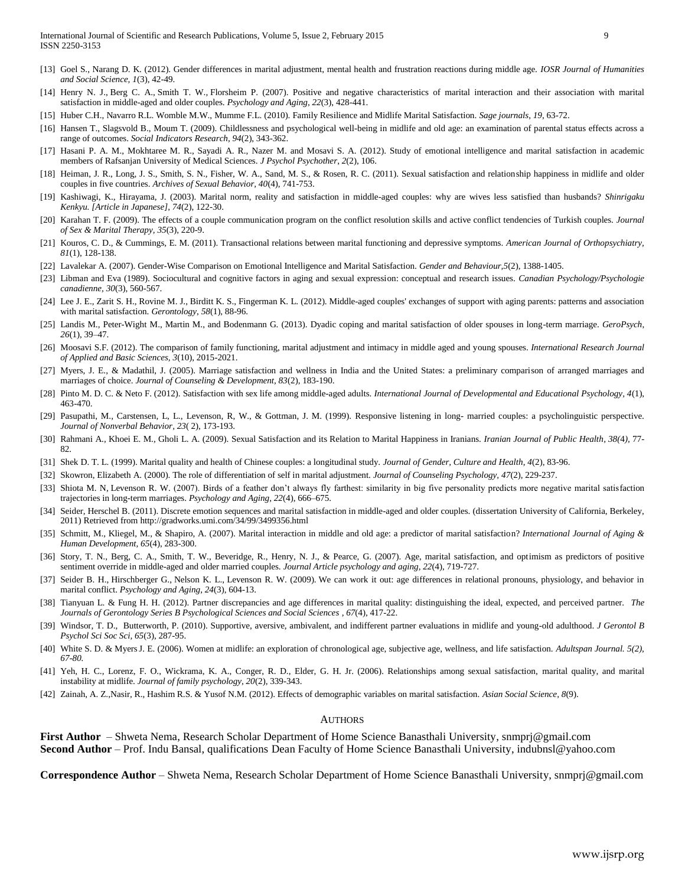[13] Goel S., Narang D. K. (2012). Gender differences in marital adjustment, mental health and frustration reactions during middle age. *IOSR Journal of Humanities and Social Science, 1*(3), 42-49.

[14] Henry N. J., Berg C. A., Smith T. W., Florsheim P. (2007). Positive and negative characteristics of marital interaction and their association with marital satisfaction in middle-aged and older couples. *Psychology and Aging, 22*(3), 428-441.

[15] Huber C.H., Navarro R.L. Womble M.W., Mumme F.L. (2010). Family Resilience and Midlife Marital Satisfaction. *Sage journals, 19*, 63-72.

[16] Hansen T., Slagsvold B., Moum T. (2009). Childlessness and psychological well-being in midlife and old age: an examination of parental status effects across a range of outcomes. *Social Indicators Research, 94*(2), 343-362.

[17] Hasani P. A. M., Mokhtaree M. R., Sayadi A. R., Nazer M. and Mosavi S. A. (2012). Study of emotional intelligence and marital satisfaction in academic members of Rafsanjan University of Medical Sciences. *J Psychol Psychother, 2*(2), 106.

[18] Heiman, J. R., Long, J. S., Smith, S. N., Fisher, W. A., Sand, M. S., & Rosen, R. C. (2011). Sexual satisfaction and relationship happiness in midlife and older couples in five countries. *Archives of Sexual Behavior, 40*(4), 741-753.

[19] Kashiwagi, K., Hirayama, J. (2003). Marital norm, reality and satisfaction in middle-aged couples: why are wives less satisfied than husbands? *Shinrigaku Kenkyu. [Article in Japanese], 74*(2), 122-30.

[20] Karahan T. F. (2009). The effects of a couple communication program on the conflict resolution skills and active conflict tendencies of Turkish couples. *Journal of Sex & Marital Therapy, 35*(3), 220-9.

[21] Kouros, C. D., & Cummings, E. M. (2011). Transactional relations between marital functioning and depressive symptoms. *American Journal of Orthopsychiatry, 81*(1), 128-138.

[22] Lavalekar A. (2007). Gender-Wise Comparison on Emotional Intelligence and Marital Satisfaction. *Gender and Behaviour,5*(2), 1388-1405.

[23] Libman and Eva (1989). Sociocultural and cognitive factors in aging and sexual expression: conceptual and research issues. *Canadian Psychology/Psychologie canadienne, 30*(3), 560-567.

[24] Lee J. E., Zarit S. H., Rovine M. J., Birditt K. S., Fingerman K. L. (2012). Middle-aged couples' exchanges of support with aging parents: patterns and association with marital satisfaction. *Gerontology, 58*(1), 88-96.

[25] Landis M., Peter-Wight M., Martin M., and Bodenmann G. (2013). Dyadic coping and marital satisfaction of older spouses in long-term marriage. *GeroPsych, 26*(1), 39–47.

[26] Moosavi S.F. (2012). The comparison of family functioning, marital adjustment and intimacy in middle aged and young spouses. *International Research Journal of Applied and Basic Sciences, 3*(10), 2015-2021.

[27] Myers, J. E., & Madathil, J. (2005). Marriage satisfaction and wellness in India and the United States: a preliminary comparison of arranged marriages and marriages of choice. *Journal of Counseling & Development, 83*(2), 183-190.

[28] Pinto M. D. C. & Neto F. (2012). Satisfaction with sex life among middle-aged adults. *International Journal of Developmental and Educational Psychology, 4*(1), 463-470.

[29] Pasupathi, M., Carstensen, L, L., Levenson, R, W., & Gottman, J. M. (1999). Responsive listening in long- married couples: a psycholinguistic perspective. *Journal of Nonverbal Behavior, 23*( 2), 173-193.

[30] Rahmani A., Khoei E. M., Gholi L. A. (2009). Sexual Satisfaction and its Relation to Marital Happiness in Iranians. *Iranian Journal of Public Health, 38(4)*, 77-82.

[31] Shek D. T. L. (1999). Marital quality and health of Chinese couples: a longitudinal study. *Journal of Gender, Culture and Health, 4*(2), 83-96.

[32] Skowron, Elizabeth A. (2000). The role of differentiation of self in marital adjustment. *Journal of Counseling Psychology, 47*(2), 229-237.

[33] Shiota M. N, Levenson R. W. (2007). Birds of a feather don't always fly farthest: similarity in big five personality predicts more negative marital satisfaction trajectories in long-term marriages. *Psychology and Aging, 22*(4), 666–675.

[34] Seider, Herschel B. (2011). Discrete emotion sequences and marital satisfaction in middle-aged and older couples. (dissertation University of California, Berkeley, 2011) Retrieved from http://gradworks.umi.com/34/99/3499356.html

[35] Schmitt, M., Kliegel, M., & Shapiro, A. (2007). Marital interaction in middle and old age: a predictor of marital satisfaction? *International Journal of Aging & Human Development, 65*(4), 283-300.

[36] Story, T. N., Berg, C. A., Smith, T. W., Beveridge, R., Henry, N. J., & Pearce, G. (2007). Age, marital satisfaction, and optimism as predictors of positive sentiment override in middle-aged and older married couples. *Journal Article psychology and aging, 22*(4), 719-727.

[37] Seider B. H., Hirschberger G., Nelson K. L., Levenson R. W. (2009). We can work it out: age differences in relational pronouns, physiology, and behavior in marital conflict. *Psychology and Aging, 24*(3), 604-13.

[38] Tianyuan L. & Fung H. H. (2012). Partner discrepancies and age differences in marital quality: distinguishing the ideal, expected, and perceived partner. *The Journals of Gerontology Series B Psychological Sciences and Social Sciences , 67*(4), 417-22.

[39] Windsor, T. D., Butterworth, P. (2010). Supportive, aversive, ambivalent, and indifferent partner evaluations in midlife and young-old adulthood. *J Gerontol B Psychol Sci Soc Sci, 65*(3), 287-95.

[40] White S. D. & Myers J. E. (2006). Women at midlife: an exploration of chronological age, subjective age, wellness, and life satisfaction. *Adultspan Journal. 5(2), 67-80.*

[41] Yeh, H. C., Lorenz, F. O., Wickrama, K. A., Conger, R. D., Elder, G. H. Jr. (2006). Relationships among sexual satisfaction, marital quality, and marital instability at midlife. *Journal of family psychology, 20*(2), 339-343.

[42] Zainah, A. Z.,Nasir, R., Hashim R.S. & Yusof N.M. (2012). Effects of demographic variables on marital satisfaction. *Asian Social Science, 8*(9).

## AUTHORS

**First Author** – Shweta Nema, Research Scholar Department of Home Science Banasthali University, snmprj@gmail.com
**Second Author** – Prof. Indu Bansal, qualifications Dean Faculty of Home Science Banasthali University, indubnsl@yahoo.com

**Correspondence Author** – Shweta Nema, Research Scholar Department of Home Science Banasthali University, snmprj@gmail.com